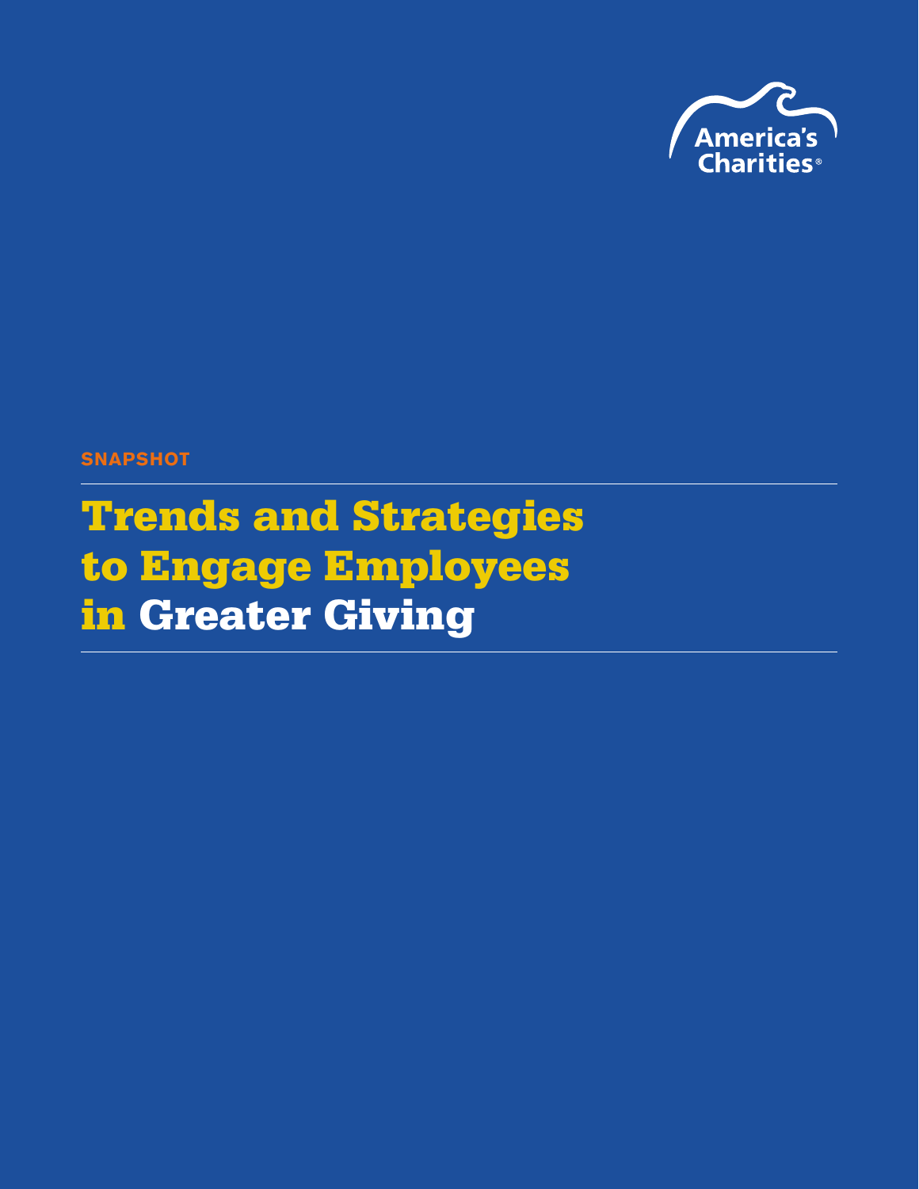America's Charities®

SNAPSHOT

# Trends and Strategies to Engage Employees in Greater Giving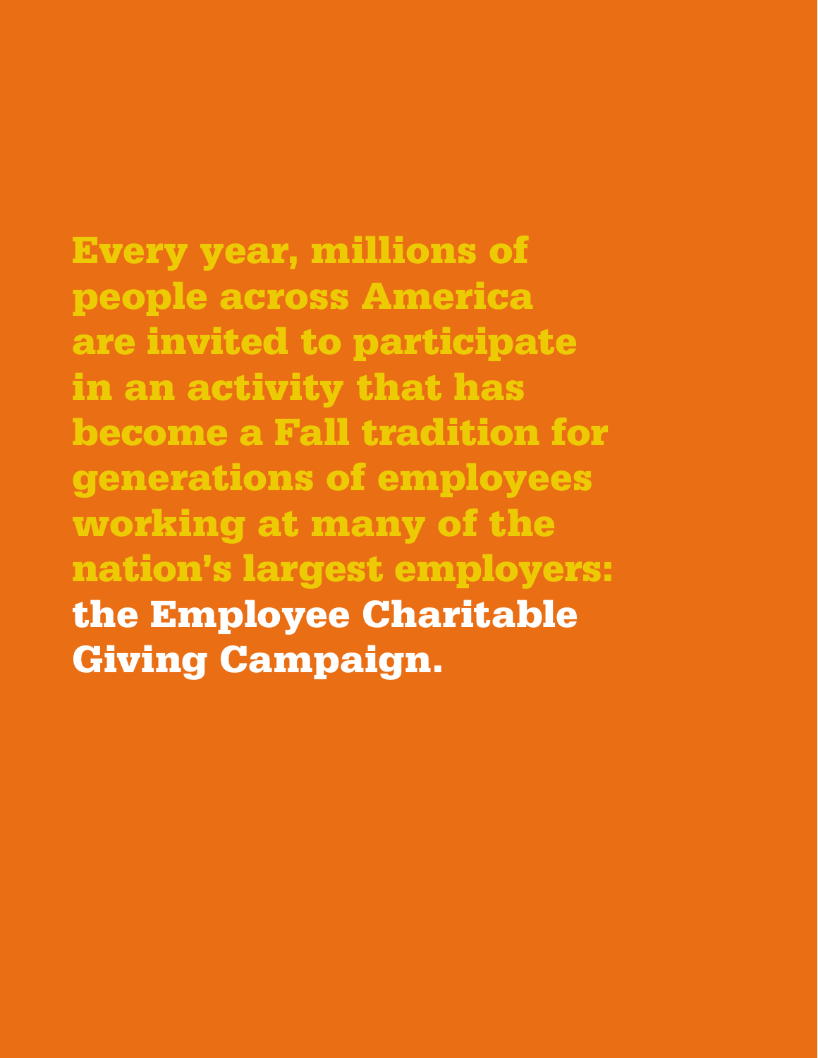Every year, millions of people across America are invited to participate in an activity that has become a Fall tradition for generations of employees working at many of the nation's largest employers: **the Employee Charitable Giving Campaign.**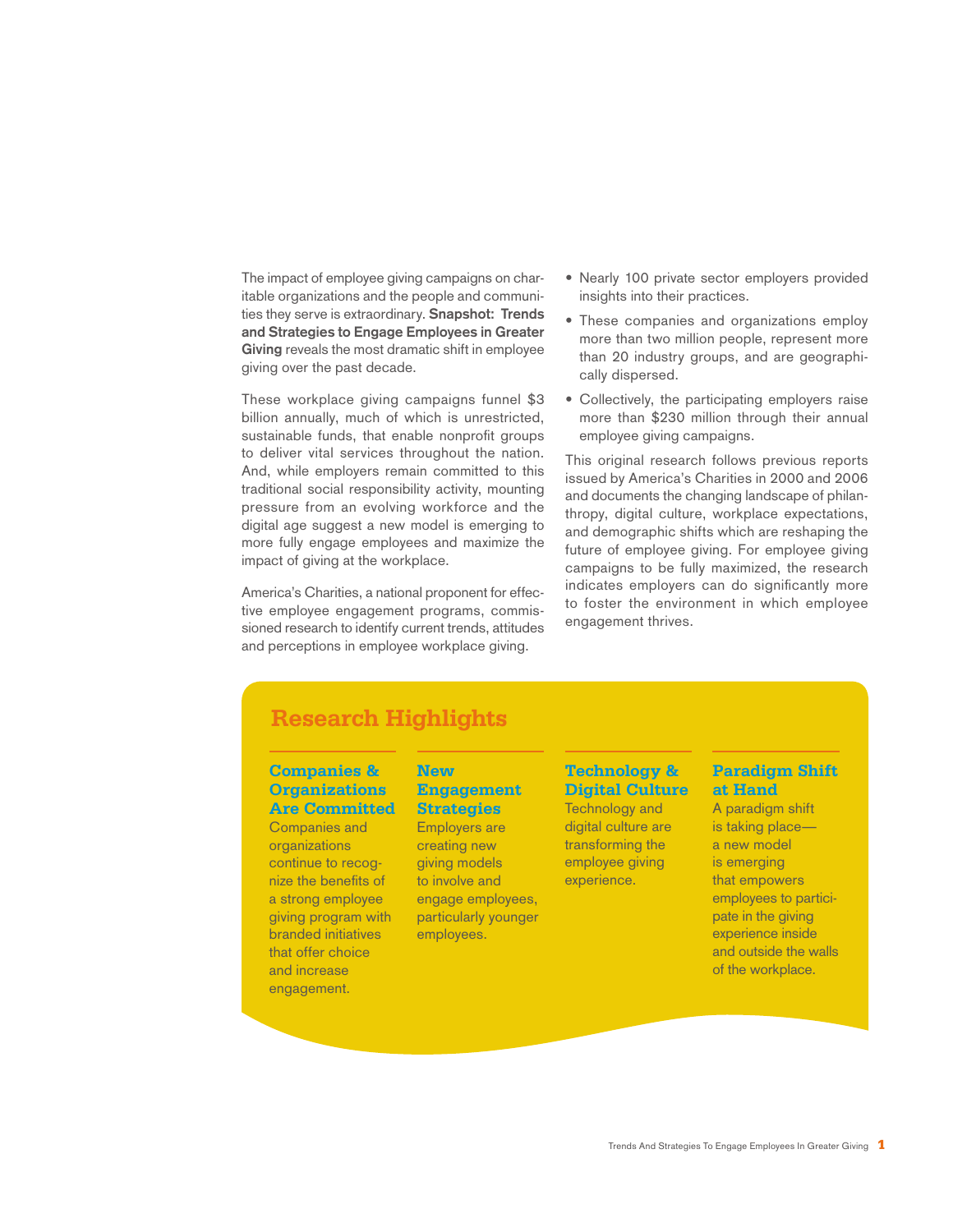The impact of employee giving campaigns on charitable organizations and the people and communities they serve is extraordinary. **Snapshot: Trends and Strategies to Engage Employees in Greater Giving** reveals the most dramatic shift in employee giving over the past decade.

These workplace giving campaigns funnel $3 billion annually, much of which is unrestricted, sustainable funds, that enable nonprofit groups to deliver vital services throughout the nation. And, while employers remain committed to this traditional social responsibility activity, mounting pressure from an evolving workforce and the digital age suggest a new model is emerging to more fully engage employees and maximize the impact of giving at the workplace.

America's Charities, a national proponent for effective employee engagement programs, commissioned research to identify current trends, attitudes and perceptions in employee workplace giving.

- Nearly 100 private sector employers provided insights into their practices.
- These companies and organizations employ more than two million people, represent more than 20 industry groups, and are geographically dispersed.
- Collectively, the participating employers raise more than $230 million through their annual employee giving campaigns.

This original research follows previous reports issued by America's Charities in 2000 and 2006 and documents the changing landscape of philanthropy, digital culture, workplace expectations, and demographic shifts which are reshaping the future of employee giving. For employee giving campaigns to be fully maximized, the research indicates employers can do significantly more to foster the environment in which employee engagement thrives.

## Research Highlights

### Companies & Organizations Are Committed

Companies and organizations continue to recognize the benefits of a strong employee giving program with branded initiatives that offer choice and increase engagement.

### New Engagement Strategies

Employers are creating new giving models to involve and engage employees, particularly younger employees.

### Technology & Digital Culture

Technology and digital culture are transforming the employee giving experience.

### Paradigm Shift at Hand

A paradigm shift is taking place—a new model is emerging that empowers employees to participate in the giving experience inside and outside the walls of the workplace.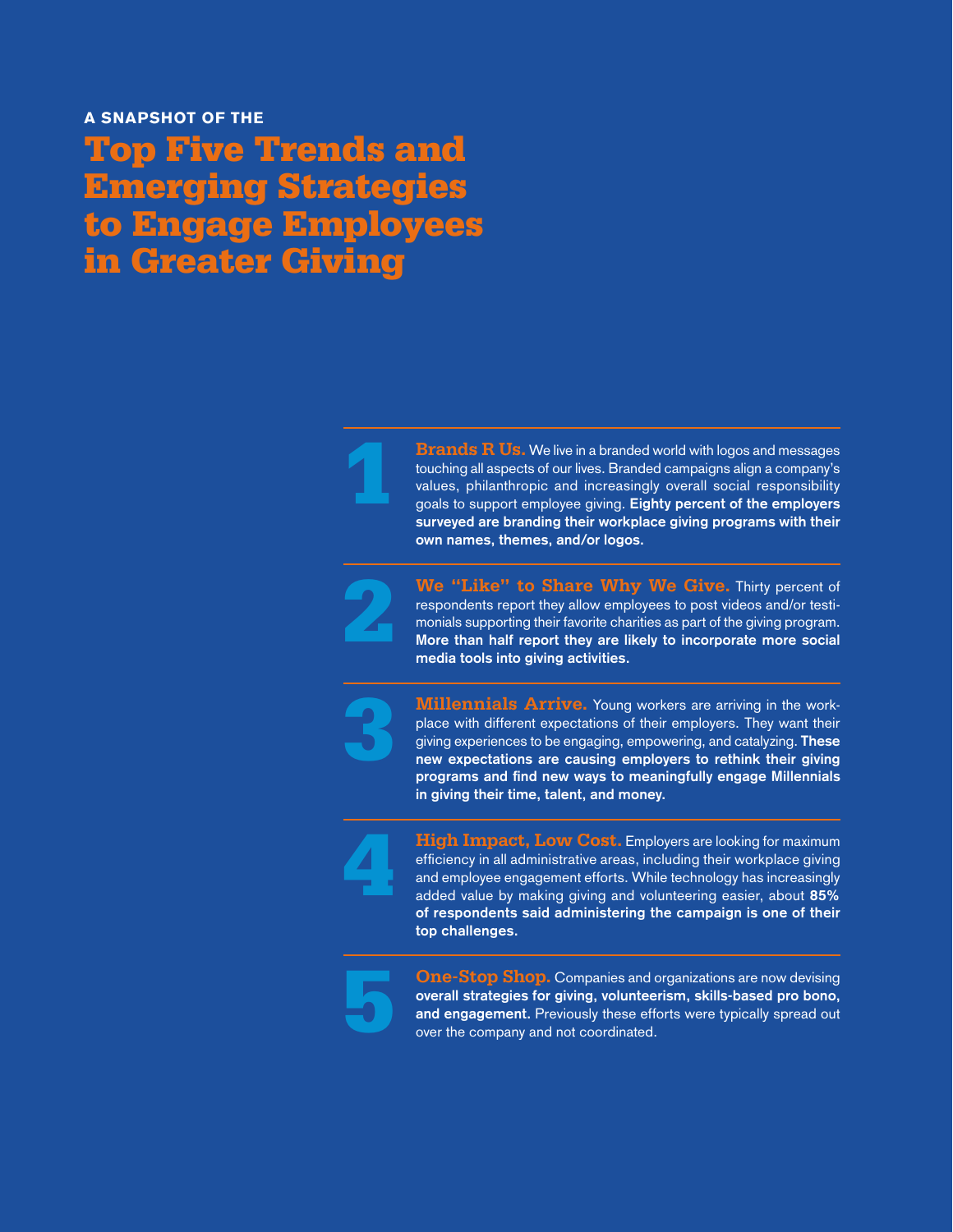**A SNAPSHOT OF THE**

# Top Five Trends and Emerging Strategies to Engage Employees in Greater Giving

1. **Brands R Us.** We live in a branded world with logos and messages touching all aspects of our lives. Branded campaigns align a company's values, philanthropic and increasingly overall social responsibility goals to support employee giving. **Eighty percent of the employers surveyed are branding their workplace giving programs with their own names, themes, and/or logos.**

2. **We "Like" to Share Why We Give.** Thirty percent of respondents report they allow employees to post videos and/or testimonials supporting their favorite charities as part of the giving program. **More than half report they are likely to incorporate more social media tools into giving activities.**

3. **Millennials Arrive.** Young workers are arriving in the workplace with different expectations of their employers. They want their giving experiences to be engaging, empowering, and catalyzing. **These new expectations are causing employers to rethink their giving programs and find new ways to meaningfully engage Millennials in giving their time, talent, and money.**

4. **High Impact, Low Cost.** Employers are looking for maximum efficiency in all administrative areas, including their workplace giving and employee engagement efforts. While technology has increasingly added value by making giving and volunteering easier, about **85% of respondents said administering the campaign is one of their top challenges.**

5. **One-Stop Shop.** Companies and organizations are now devising **overall strategies for giving, volunteerism, skills-based pro bono, and engagement.** Previously these efforts were typically spread out over the company and not coordinated.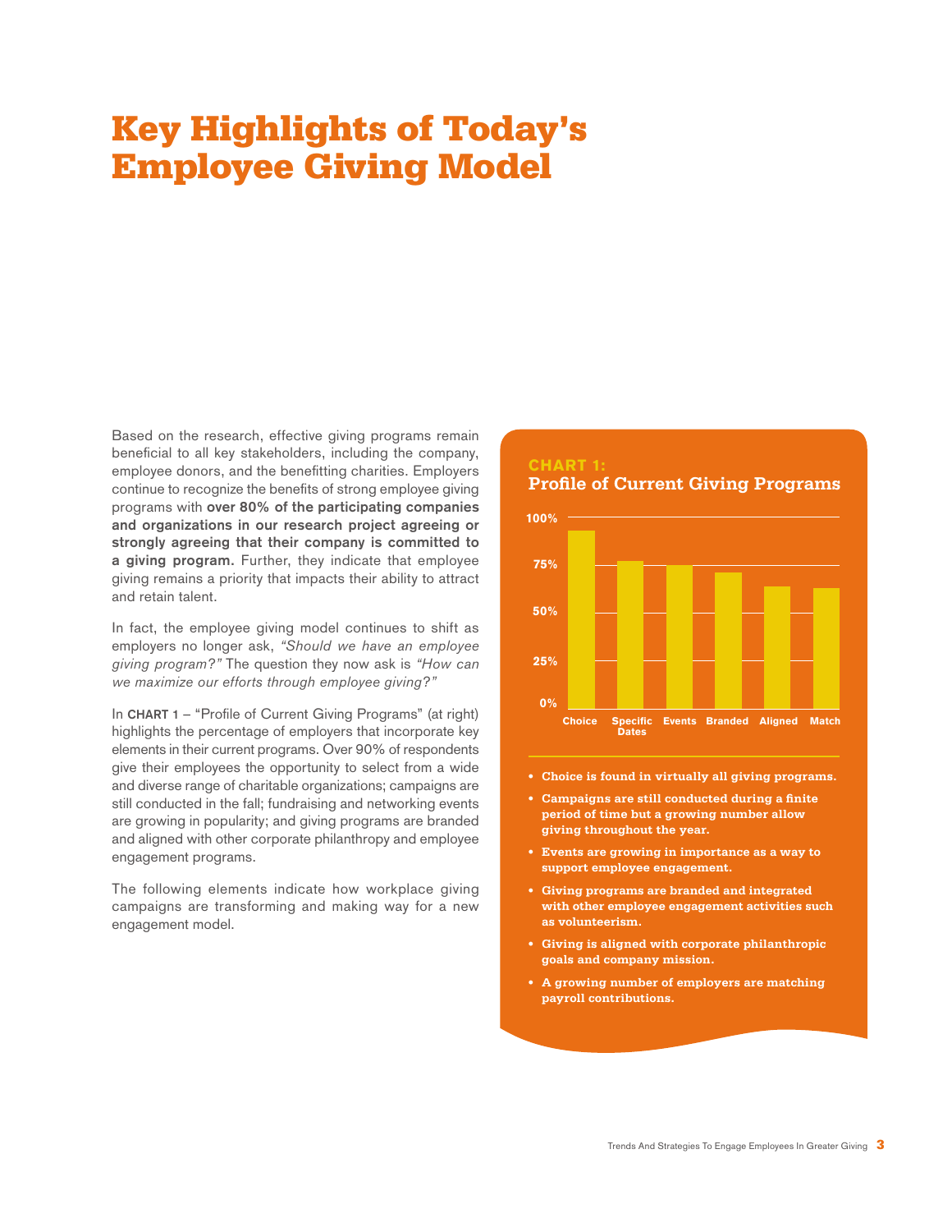# Key Highlights of Today's Employee Giving Model

Based on the research, effective giving programs remain beneficial to all key stakeholders, including the company, employee donors, and the benefitting charities. Employers continue to recognize the benefits of strong employee giving programs with **over 80% of the participating companies and organizations in our research project agreeing or strongly agreeing that their company is committed to a giving program.** Further, they indicate that employee giving remains a priority that impacts their ability to attract and retain talent.

In fact, the employee giving model continues to shift as employers no longer ask, *"Should we have an employee giving program?"* The question they now ask is *"How can we maximize our efforts through employee giving?"*

In CHART 1 – "Profile of Current Giving Programs" (at right) highlights the percentage of employers that incorporate key elements in their current programs. Over 90% of respondents give their employees the opportunity to select from a wide and diverse range of charitable organizations; campaigns are still conducted in the fall; fundraising and networking events are growing in popularity; and giving programs are branded and aligned with other corporate philanthropy and employee engagement programs.

The following elements indicate how workplace giving campaigns are transforming and making way for a new engagement model.

**CHART 1:**
**Profile of Current Giving Programs**

Chart axis: 0%, 25%, 50%, 75%, 100%

Categories: Choice, Specific Dates, Events, Branded, Aligned, Match

- **Choice is found in virtually all giving programs.**
- **Campaigns are still conducted during a finite period of time but a growing number allow giving throughout the year.**
- **Events are growing in importance as a way to support employee engagement.**
- **Giving programs are branded and integrated with other employee engagement activities such as volunteerism.**
- **Giving is aligned with corporate philanthropic goals and company mission.**
- **A growing number of employers are matching payroll contributions.**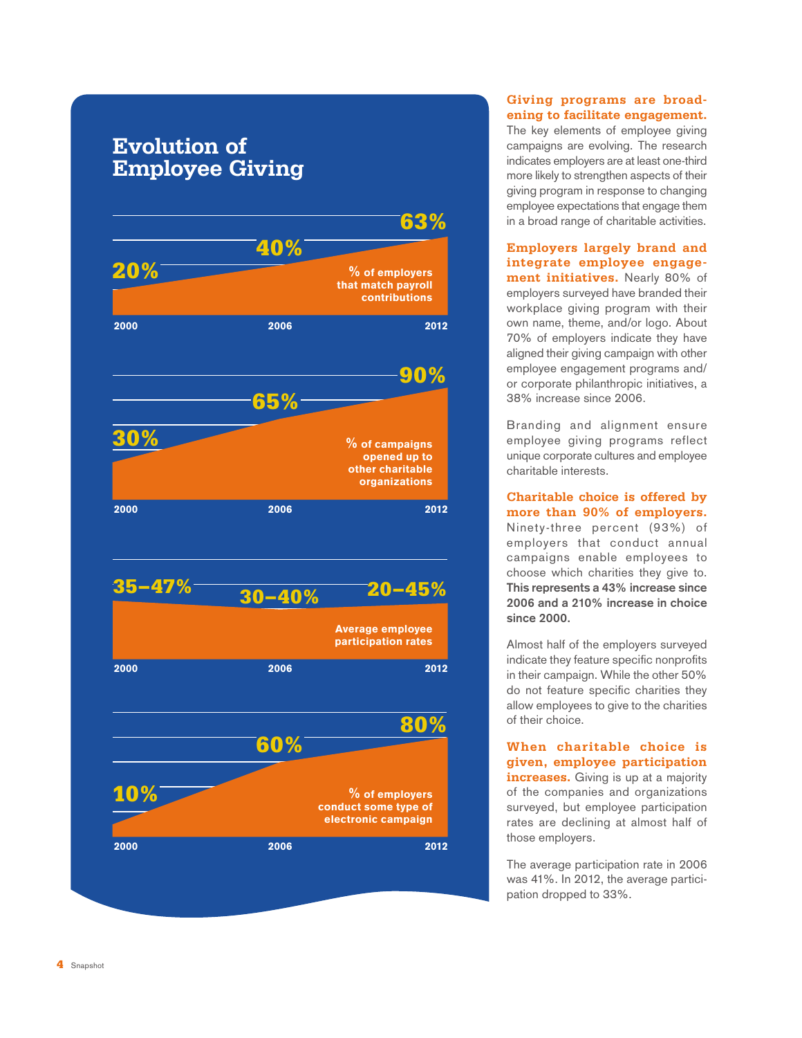## Evolution of Employee Giving

**% of employers that match payroll contributions**

| 2000 | 2006 | 2012 |
|---|---|---|
| 20% | 40% | 63% |

**% of campaigns opened up to other charitable organizations**

| 2000 | 2006 | 2012 |
|---|---|---|
| 30% | 65% | 90% |

**Average employee participation rates**

| 2000 | 2006 | 2012 |
|---|---|---|
| 35–47% | 30–40% | 20–45% |

**% of employers conduct some type of electronic campaign**

| 2000 | 2006 | 2012 |
|---|---|---|
| 10% | 60% | 80% |

**Giving programs are broadening to facilitate engagement.** The key elements of employee giving campaigns are evolving. The research indicates employers are at least one-third more likely to strengthen aspects of their giving program in response to changing employee expectations that engage them in a broad range of charitable activities.

**Employers largely brand and integrate employee engagement initiatives.** Nearly 80% of employers surveyed have branded their workplace giving program with their own name, theme, and/or logo. About 70% of employers indicate they have aligned their giving campaign with other employee engagement programs and/or corporate philanthropic initiatives, a 38% increase since 2006.

Branding and alignment ensure employee giving programs reflect unique corporate cultures and employee charitable interests.

**Charitable choice is offered by more than 90% of employers.** Ninety-three percent (93%) of employers that conduct annual campaigns enable employees to choose which charities they give to. **This represents a 43% increase since 2006 and a 210% increase in choice since 2000.**

Almost half of the employers surveyed indicate they feature specific nonprofits in their campaign. While the other 50% do not feature specific charities they allow employees to give to the charities of their choice.

**When charitable choice is given, employee participation increases.** Giving is up at a majority of the companies and organizations surveyed, but employee participation rates are declining at almost half of those employers.

The average participation rate in 2006 was 41%. In 2012, the average participation dropped to 33%.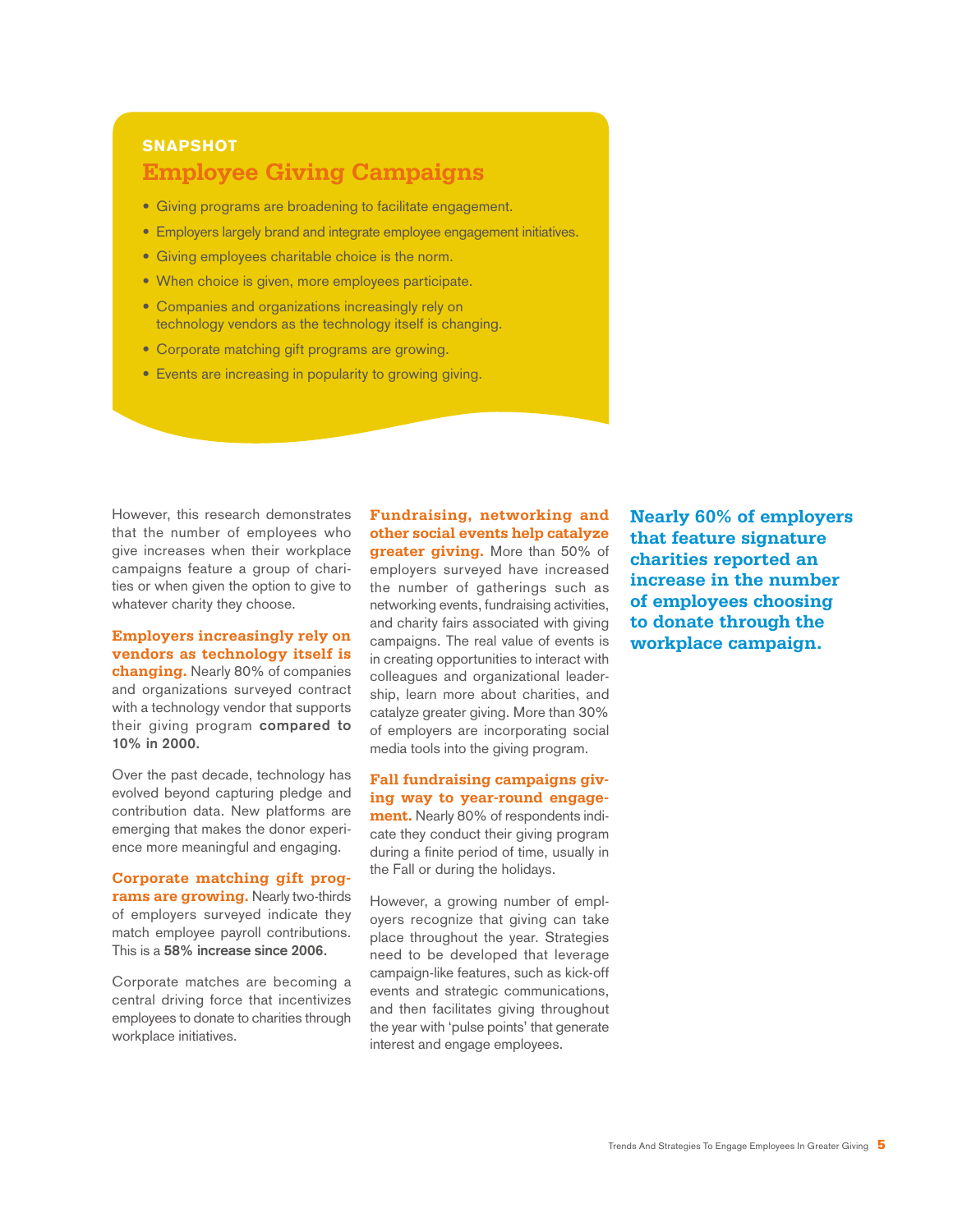**SNAPSHOT**

## Employee Giving Campaigns

- Giving programs are broadening to facilitate engagement.
- Employers largely brand and integrate employee engagement initiatives.
- Giving employees charitable choice is the norm.
- When choice is given, more employees participate.
- Companies and organizations increasingly rely on technology vendors as the technology itself is changing.
- Corporate matching gift programs are growing.
- Events are increasing in popularity to growing giving.

However, this research demonstrates that the number of employees who give increases when their workplace campaigns feature a group of charities or when given the option to give to whatever charity they choose.

**Employers increasingly rely on vendors as technology itself is changing.** Nearly 80% of companies and organizations surveyed contract with a technology vendor that supports their giving program **compared to 10% in 2000.**

Over the past decade, technology has evolved beyond capturing pledge and contribution data. New platforms are emerging that makes the donor experience more meaningful and engaging.

**Corporate matching gift programs are growing.** Nearly two-thirds of employers surveyed indicate they match employee payroll contributions. This is a **58% increase since 2006.**

Corporate matches are becoming a central driving force that incentivizes employees to donate to charities through workplace initiatives.

**Fundraising, networking and other social events help catalyze greater giving.** More than 50% of employers surveyed have increased the number of gatherings such as networking events, fundraising activities, and charity fairs associated with giving campaigns. The real value of events is in creating opportunities to interact with colleagues and organizational leadership, learn more about charities, and catalyze greater giving. More than 30% of employers are incorporating social media tools into the giving program.

**Fall fundraising campaigns giving way to year-round engagement.** Nearly 80% of respondents indicate they conduct their giving program during a finite period of time, usually in the Fall or during the holidays.

However, a growing number of employers recognize that giving can take place throughout the year. Strategies need to be developed that leverage campaign-like features, such as kick-off events and strategic communications, and then facilitates giving throughout the year with 'pulse points' that generate interest and engage employees.

**Nearly 60% of employers that feature signature charities reported an increase in the number of employees choosing to donate through the workplace campaign.**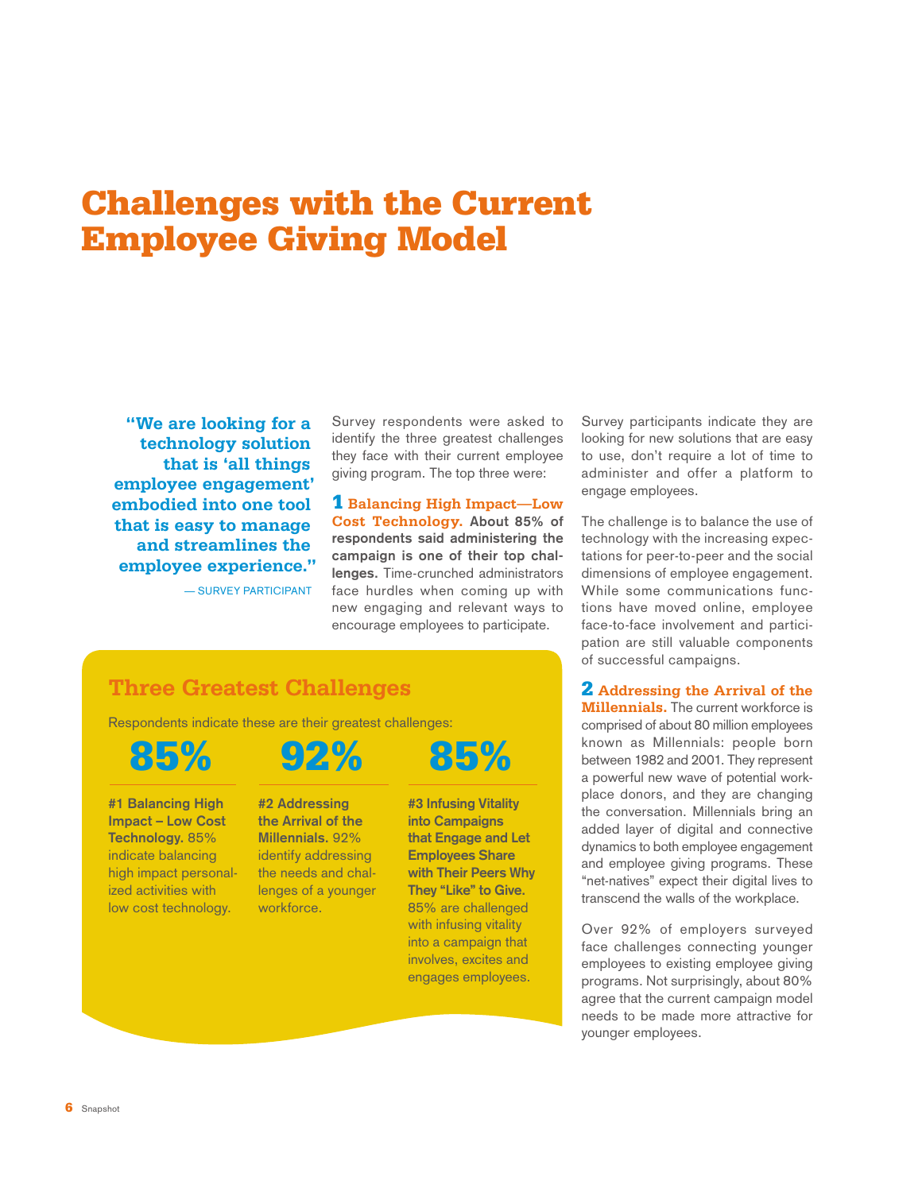# Challenges with the Current Employee Giving Model

> **"We are looking for a technology solution that is 'all things employee engagement' embodied into one tool that is easy to manage and streamlines the employee experience."**
>
> — SURVEY PARTICIPANT

Survey respondents were asked to identify the three greatest challenges they face with their current employee giving program. The top three were:

**1 Balancing High Impact—Low Cost Technology. About 85% of respondents said administering the campaign is one of their top challenges.** Time-crunched administrators face hurdles when coming up with new engaging and relevant ways to encourage employees to participate.

Survey participants indicate they are looking for new solutions that are easy to use, don't require a lot of time to administer and offer a platform to engage employees.

The challenge is to balance the use of technology with the increasing expectations for peer-to-peer and the social dimensions of employee engagement. While some communications functions have moved online, employee face-to-face involvement and participation are still valuable components of successful campaigns.

**2 Addressing the Arrival of the Millennials.** The current workforce is comprised of about 80 million employees known as Millennials: people born between 1982 and 2001. They represent a powerful new wave of potential workplace donors, and they are changing the conversation. Millennials bring an added layer of digital and connective dynamics to both employee engagement and employee giving programs. These "net-natives" expect their digital lives to transcend the walls of the workplace.

Over 92% of employers surveyed face challenges connecting younger employees to existing employee giving programs. Not surprisingly, about 80% agree that the current campaign model needs to be made more attractive for younger employees.

## Three Greatest Challenges

Respondents indicate these are their greatest challenges:

**85%**

**#1 Balancing High Impact – Low Cost Technology.** 85% indicate balancing high impact personalized activities with low cost technology.

**92%**

**#2 Addressing the Arrival of the Millennials.** 92% identify addressing the needs and challenges of a younger workforce.

**85%**

**#3 Infusing Vitality into Campaigns that Engage and Let Employees Share with Their Peers Why They "Like" to Give.** 85% are challenged with infusing vitality into a campaign that involves, excites and engages employees.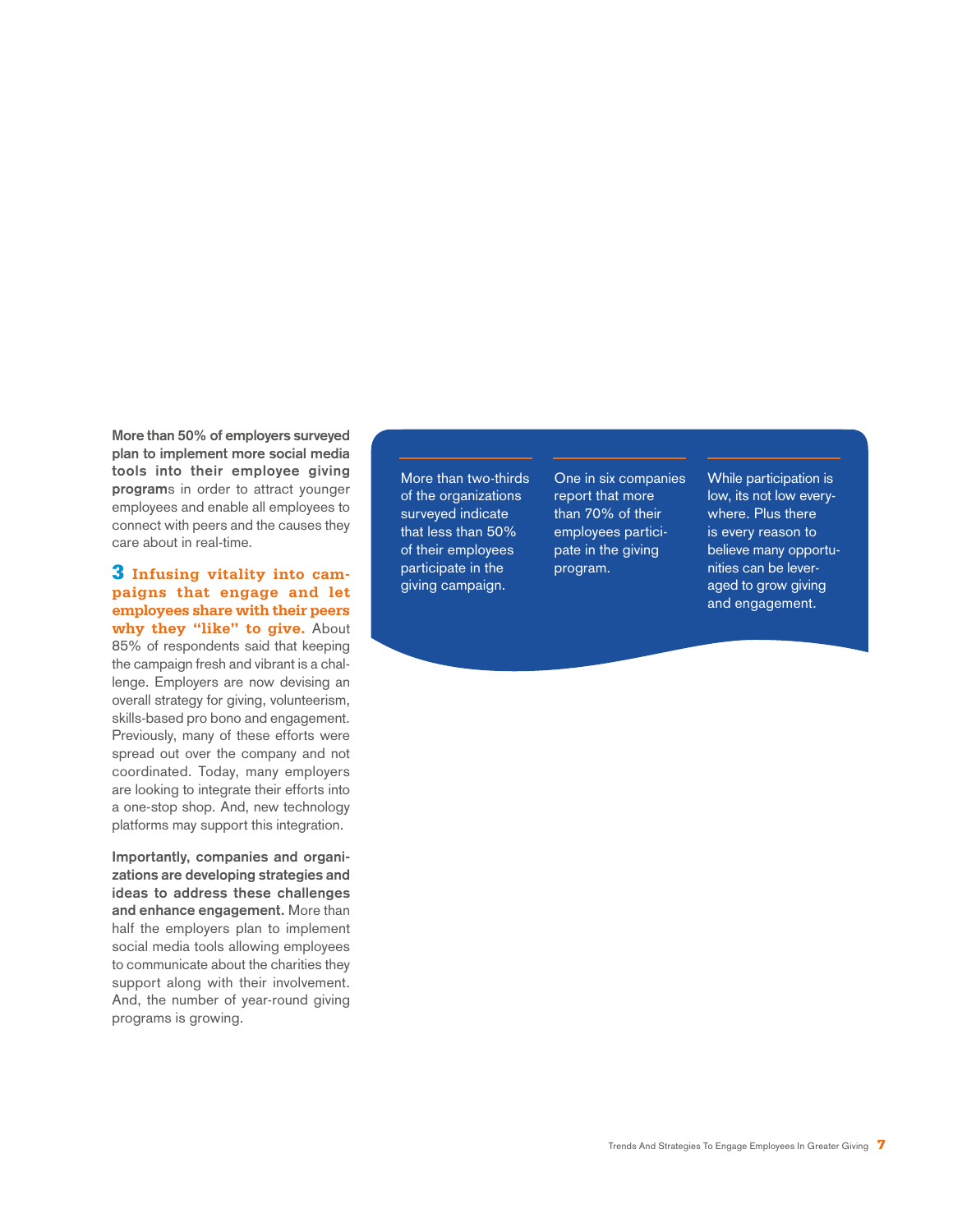**More than 50% of employers surveyed plan to implement more social media tools into their employee giving program**s in order to attract younger employees and enable all employees to connect with peers and the causes they care about in real-time.

**3 Infusing vitality into campaigns that engage and let employees share with their peers why they "like" to give.** About 85% of respondents said that keeping the campaign fresh and vibrant is a challenge. Employers are now devising an overall strategy for giving, volunteerism, skills-based pro bono and engagement. Previously, many of these efforts were spread out over the company and not coordinated. Today, many employers are looking to integrate their efforts into a one-stop shop. And, new technology platforms may support this integration.

**Importantly, companies and organizations are developing strategies and ideas to address these challenges and enhance engagement.** More than half the employers plan to implement social media tools allowing employees to communicate about the charities they support along with their involvement. And, the number of year-round giving programs is growing.

More than two-thirds of the organizations surveyed indicate that less than 50% of their employees participate in the giving campaign.

One in six companies report that more than 70% of their employees participate in the giving program.

While participation is low, its not low everywhere. Plus there is every reason to believe many opportunities can be leveraged to grow giving and engagement.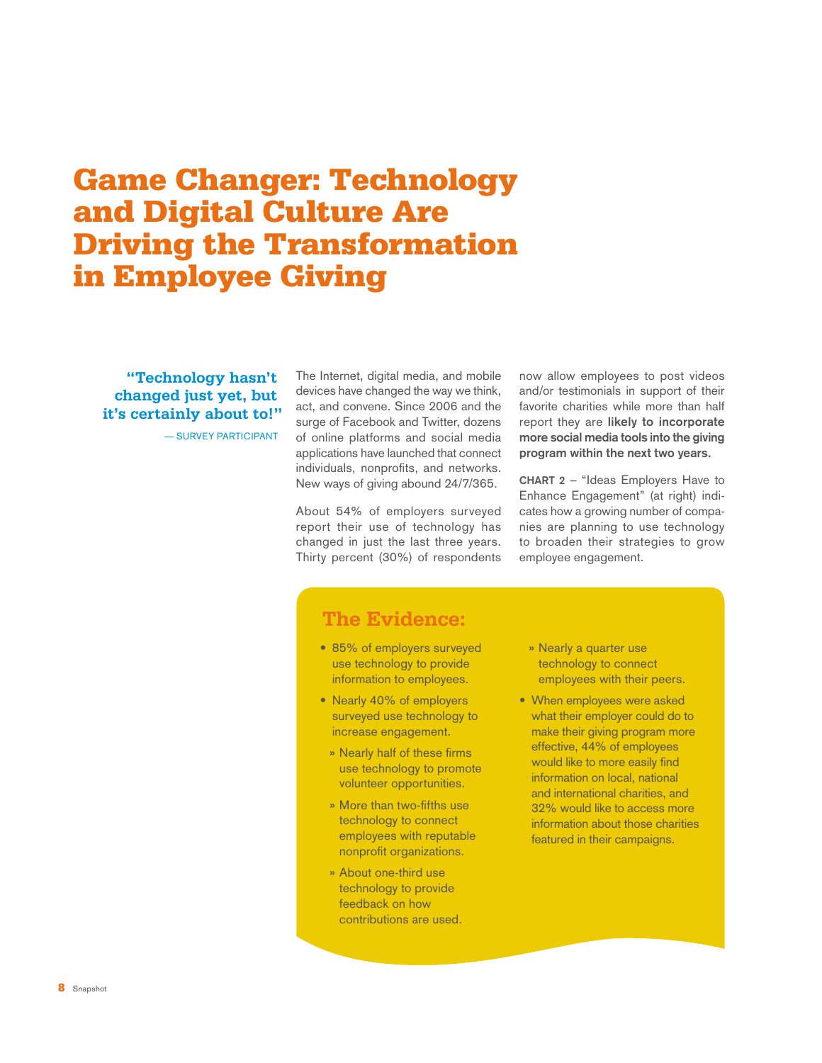# Game Changer: Technology and Digital Culture Are Driving the Transformation in Employee Giving

**"Technology hasn't changed just yet, but it's certainly about to!"**

— SURVEY PARTICIPANT

The Internet, digital media, and mobile devices have changed the way we think, act, and convene. Since 2006 and the surge of Facebook and Twitter, dozens of online platforms and social media applications have launched that connect individuals, nonprofits, and networks. New ways of giving abound 24/7/365.

About 54% of employers surveyed report their use of technology has changed in just the last three years. Thirty percent (30%) of respondents now allow employees to post videos and/or testimonials in support of their favorite charities while more than half report they are **likely to incorporate more social media tools into the giving program within the next two years.**

**CHART 2** – "Ideas Employers Have to Enhance Engagement" (at right) indicates how a growing number of companies are planning to use technology to broaden their strategies to grow employee engagement.

## The Evidence:

- 85% of employers surveyed use technology to provide information to employees.
- Nearly 40% of employers surveyed use technology to increase engagement.
  - » Nearly half of these firms use technology to promote volunteer opportunities.
  - » More than two-fifths use technology to connect employees with reputable nonprofit organizations.
  - » About one-third use technology to provide feedback on how contributions are used.
  - » Nearly a quarter use technology to connect employees with their peers.
- When employees were asked what their employer could do to make their giving program more effective, 44% of employees would like to more easily find information on local, national and international charities, and 32% would like to access more information about those charities featured in their campaigns.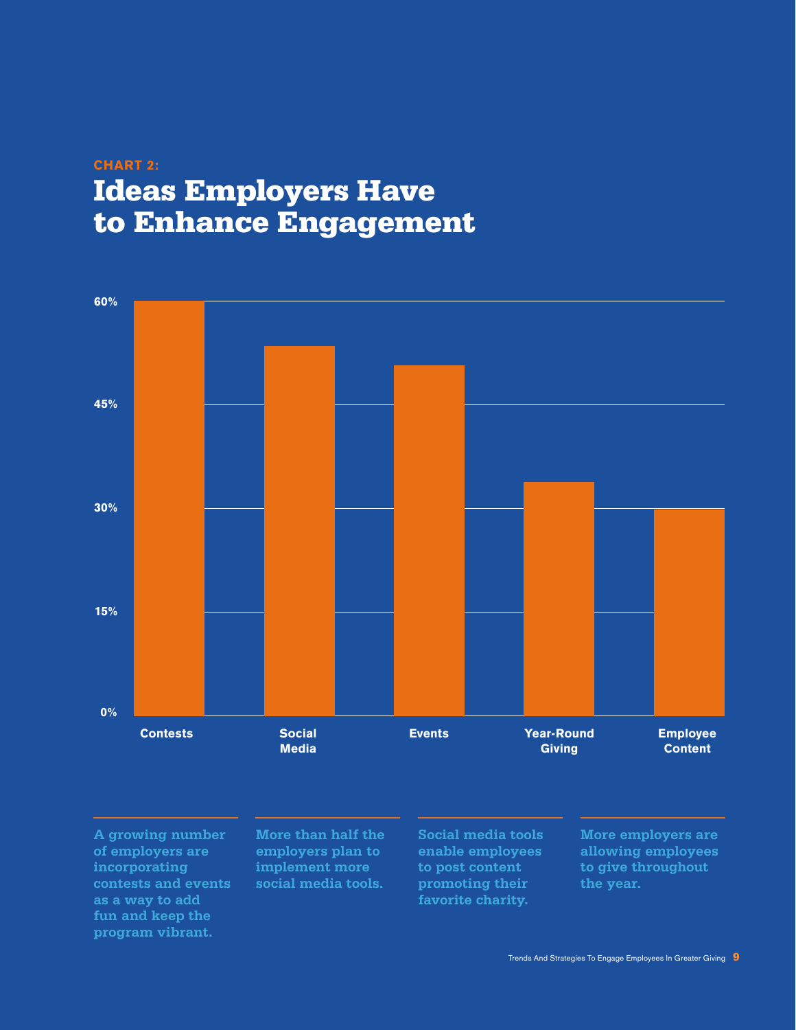CHART 2:

# Ideas Employers Have to Enhance Engagement

60%

45%

30%

15%

0%

Contests

Social Media

Events

Year-Round Giving

Employee Content

A growing number of employers are incorporating contests and events as a way to add fun and keep the program vibrant.

More than half the employers plan to implement more social media tools.

Social media tools enable employees to post content promoting their favorite charity.

More employers are allowing employees to give throughout the year.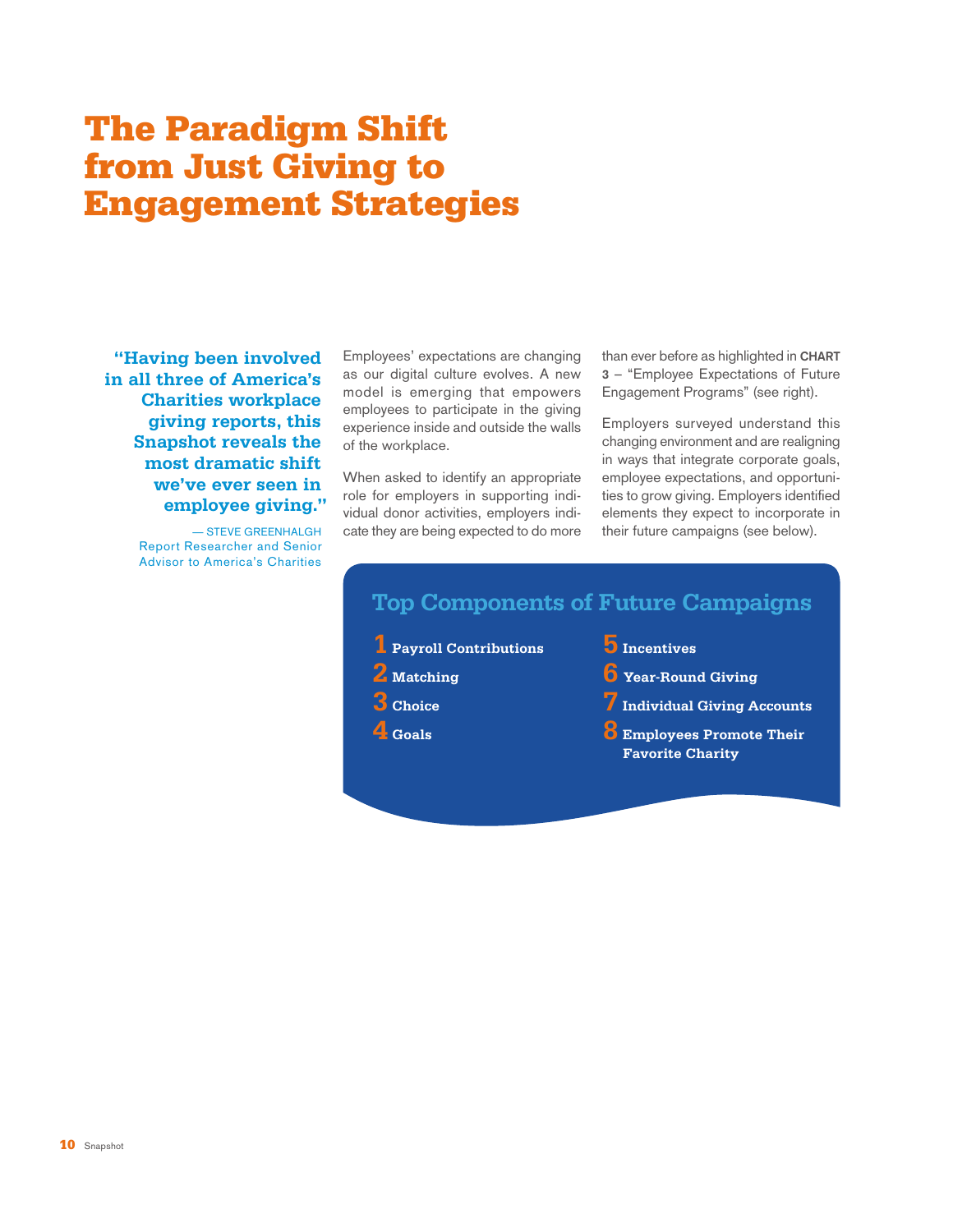# The Paradigm Shift from Just Giving to Engagement Strategies

> **"Having been involved in all three of America's Charities workplace giving reports, this Snapshot reveals the most dramatic shift we've ever seen in employee giving."**
>
> — STEVE GREENHALGH
> Report Researcher and Senior Advisor to America's Charities

Employees' expectations are changing as our digital culture evolves. A new model is emerging that empowers employees to participate in the giving experience inside and outside the walls of the workplace.

When asked to identify an appropriate role for employers in supporting individual donor activities, employers indicate they are being expected to do more than ever before as highlighted in **CHART 3** – "Employee Expectations of Future Engagement Programs" (see right).

Employers surveyed understand this changing environment and are realigning in ways that integrate corporate goals, employee expectations, and opportunities to grow giving. Employers identified elements they expect to incorporate in their future campaigns (see below).

## Top Components of Future Campaigns

1. **Payroll Contributions**
2. **Matching**
3. **Choice**
4. **Goals**
5. **Incentives**
6. **Year-Round Giving**
7. **Individual Giving Accounts**
8. **Employees Promote Their Favorite Charity**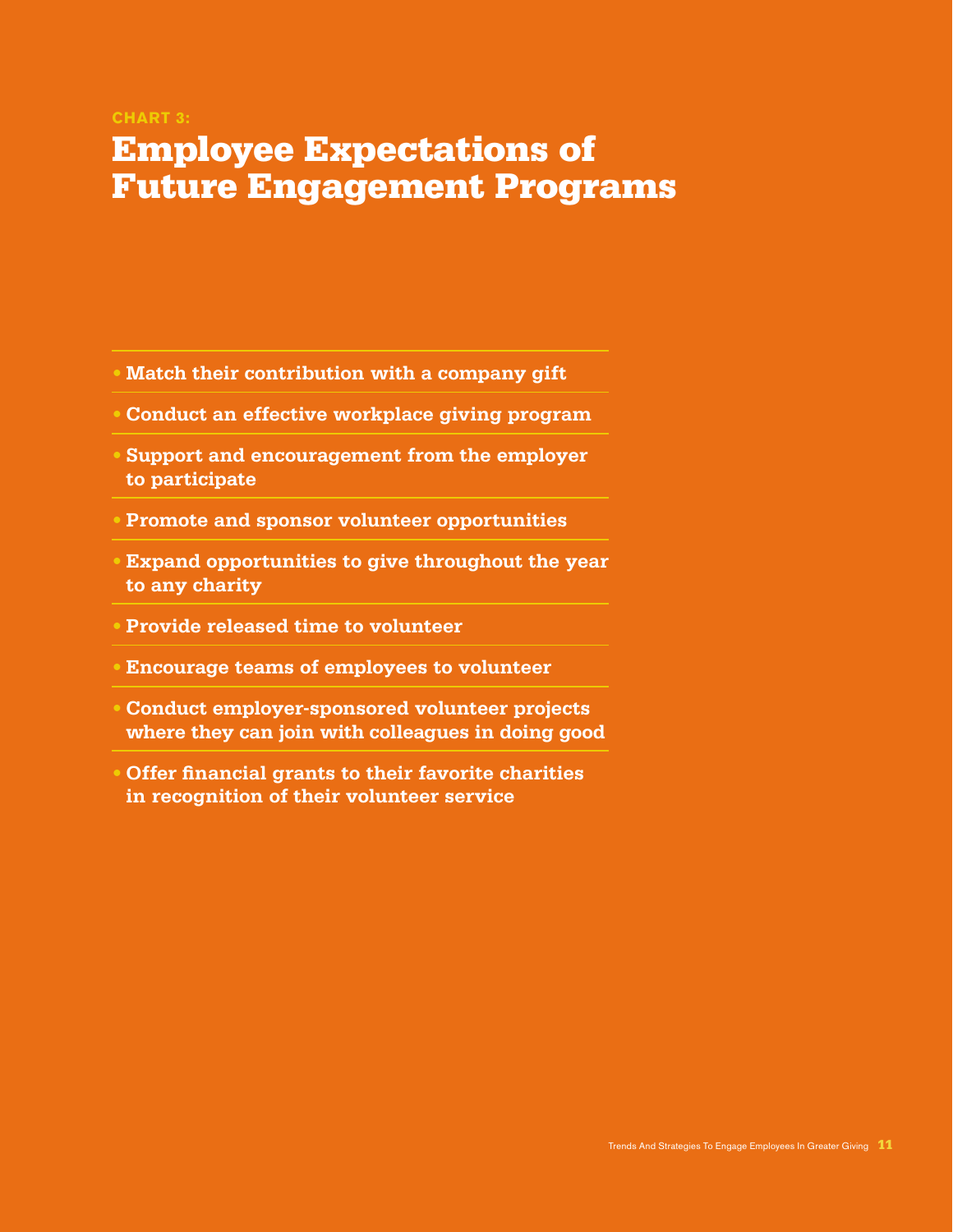CHART 3:

# Employee Expectations of Future Engagement Programs

- Match their contribution with a company gift
- Conduct an effective workplace giving program
- Support and encouragement from the employer to participate
- Promote and sponsor volunteer opportunities
- Expand opportunities to give throughout the year to any charity
- Provide released time to volunteer
- Encourage teams of employees to volunteer
- Conduct employer-sponsored volunteer projects where they can join with colleagues in doing good
- Offer financial grants to their favorite charities in recognition of their volunteer service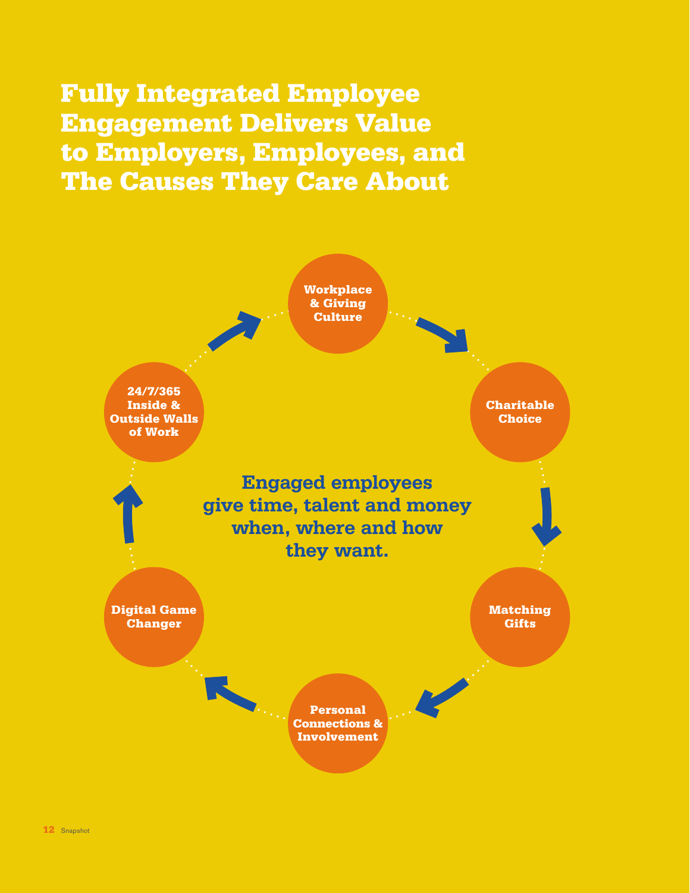# Fully Integrated Employee Engagement Delivers Value to Employers, Employees, and The Causes They Care About

**Workplace & Giving Culture**

**Charitable Choice**

**Matching Gifts**

**Personal Connections & Involvement**

**Digital Game Changer**

**24/7/365 Inside & Outside Walls of Work**

**Engaged employees give time, talent and money when, where and how they want.**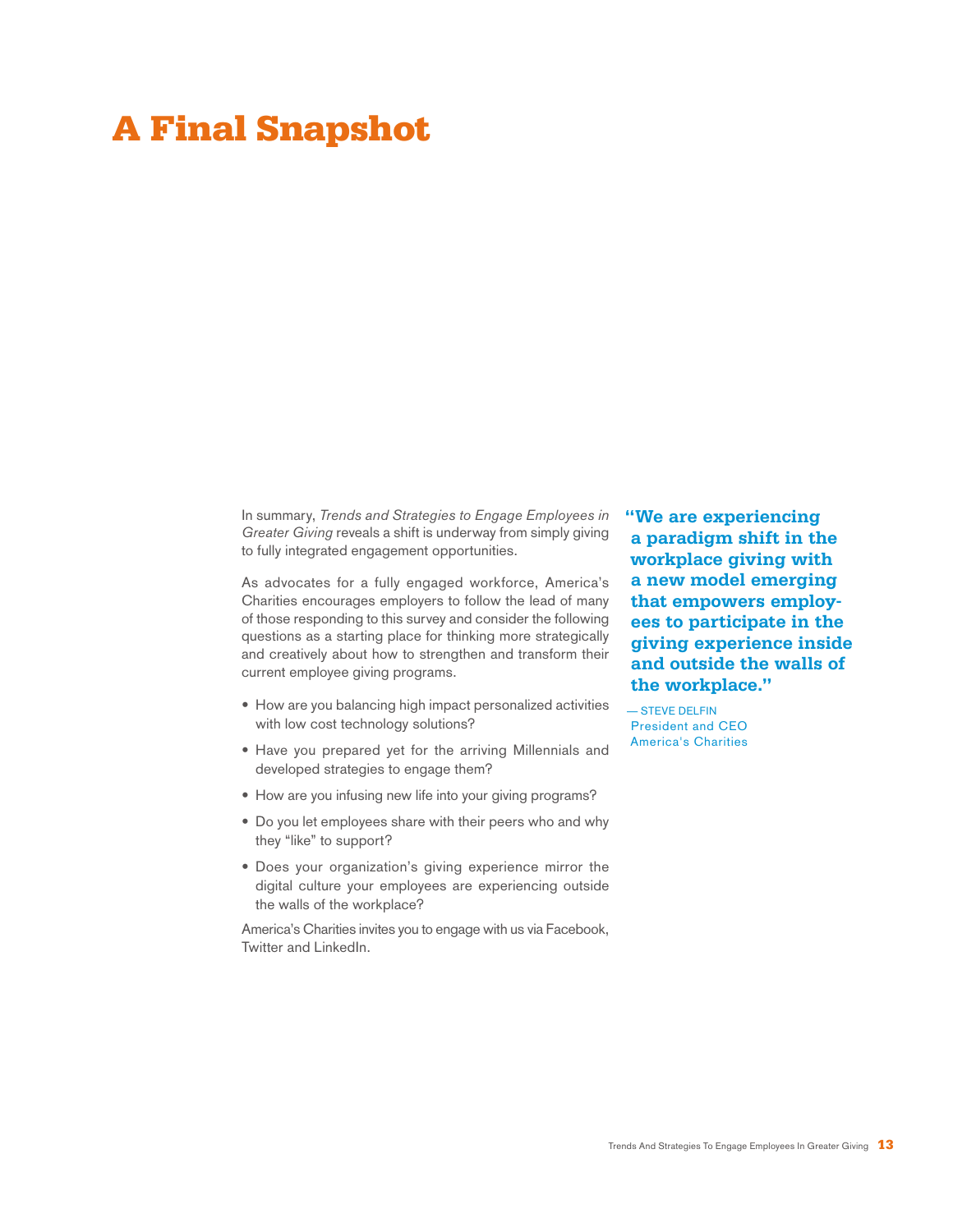# A Final Snapshot

In summary, *Trends and Strategies to Engage Employees in Greater Giving* reveals a shift is underway from simply giving to fully integrated engagement opportunities.

As advocates for a fully engaged workforce, America's Charities encourages employers to follow the lead of many of those responding to this survey and consider the following questions as a starting place for thinking more strategically and creatively about how to strengthen and transform their current employee giving programs.

- How are you balancing high impact personalized activities with low cost technology solutions?
- Have you prepared yet for the arriving Millennials and developed strategies to engage them?
- How are you infusing new life into your giving programs?
- Do you let employees share with their peers who and why they "like" to support?
- Does your organization's giving experience mirror the digital culture your employees are experiencing outside the walls of the workplace?

America's Charities invites you to engage with us via Facebook, Twitter and LinkedIn.

**"We are experiencing a paradigm shift in the workplace giving with a new model emerging that empowers employees to participate in the giving experience inside and outside the walls of the workplace."**

— STEVE DELFIN
President and CEO
America's Charities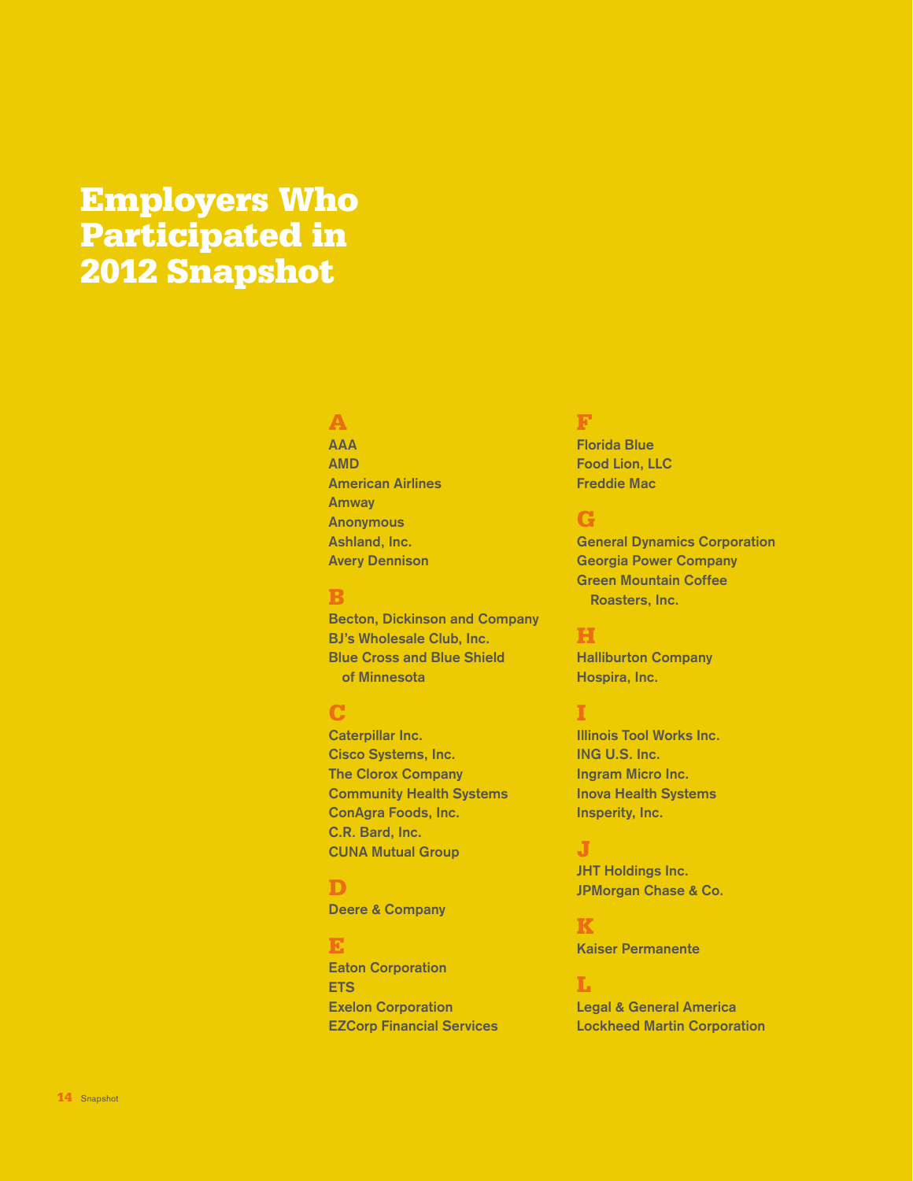# Employers Who Participated in 2012 Snapshot

## A

AAA
AMD
American Airlines
Amway
Anonymous
Ashland, Inc.
Avery Dennison

## B

Becton, Dickinson and Company
BJ's Wholesale Club, Inc.
Blue Cross and Blue Shield of Minnesota

## C

Caterpillar Inc.
Cisco Systems, Inc.
The Clorox Company
Community Health Systems
ConAgra Foods, Inc.
C.R. Bard, Inc.
CUNA Mutual Group

## D

Deere & Company

## E

Eaton Corporation
ETS
Exelon Corporation
EZCorp Financial Services

## F

Florida Blue
Food Lion, LLC
Freddie Mac

## G

General Dynamics Corporation
Georgia Power Company
Green Mountain Coffee Roasters, Inc.

## H

Halliburton Company
Hospira, Inc.

## I

Illinois Tool Works Inc.
ING U.S. Inc.
Ingram Micro Inc.
Inova Health Systems
Insperity, Inc.

## J

JHT Holdings Inc.
JPMorgan Chase & Co.

## K

Kaiser Permanente

## L

Legal & General America
Lockheed Martin Corporation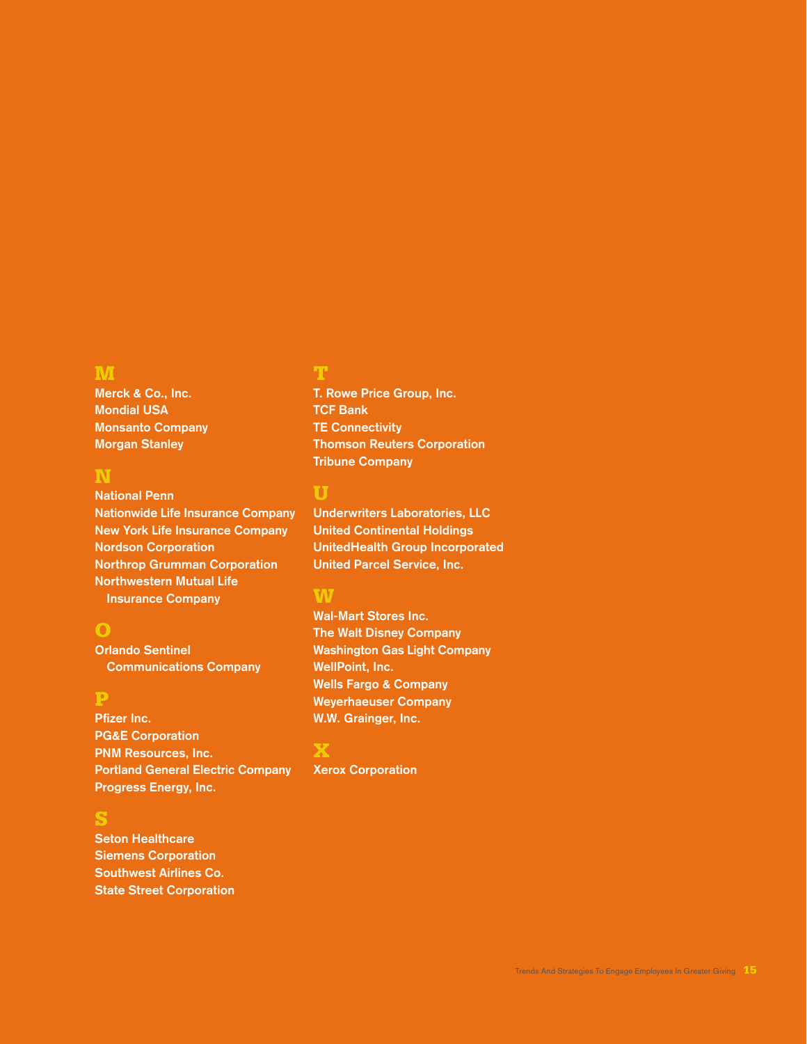## M

Merck & Co., Inc.
Mondial USA
Monsanto Company
Morgan Stanley

## N

National Penn
Nationwide Life Insurance Company
New York Life Insurance Company
Nordson Corporation
Northrop Grumman Corporation
Northwestern Mutual Life Insurance Company

## O

Orlando Sentinel Communications Company

## P

Pfizer Inc.
PG&E Corporation
PNM Resources, Inc.
Portland General Electric Company
Progress Energy, Inc.

## S

Seton Healthcare
Siemens Corporation
Southwest Airlines Co.
State Street Corporation

## T

T. Rowe Price Group, Inc.
TCF Bank
TE Connectivity
Thomson Reuters Corporation
Tribune Company

## U

Underwriters Laboratories, LLC
United Continental Holdings
UnitedHealth Group Incorporated
United Parcel Service, Inc.

## W

Wal-Mart Stores Inc.
The Walt Disney Company
Washington Gas Light Company
WellPoint, Inc.
Wells Fargo & Company
Weyerhaeuser Company
W.W. Grainger, Inc.

## X

Xerox Corporation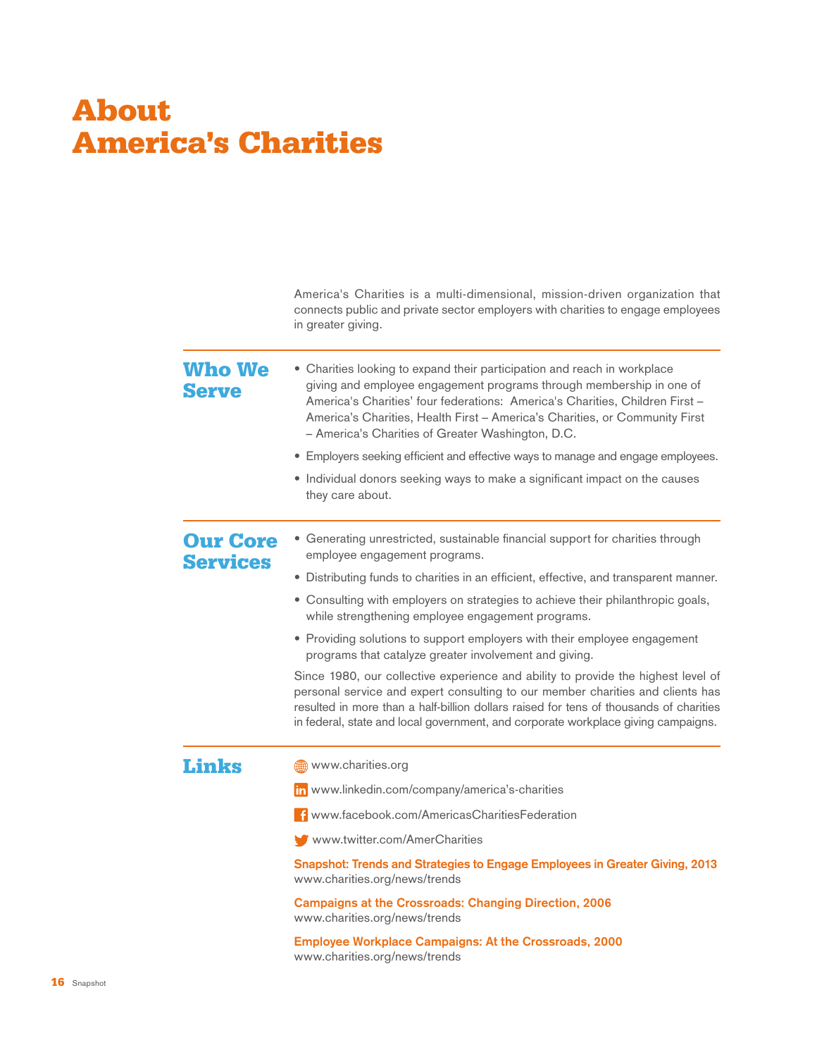# About America's Charities

America's Charities is a multi-dimensional, mission-driven organization that connects public and private sector employers with charities to engage employees in greater giving.

## Who We Serve

- Charities looking to expand their participation and reach in workplace giving and employee engagement programs through membership in one of America's Charities' four federations: America's Charities, Children First – America's Charities, Health First – America's Charities, or Community First – America's Charities of Greater Washington, D.C.
- Employers seeking efficient and effective ways to manage and engage employees.
- Individual donors seeking ways to make a significant impact on the causes they care about.

## Our Core Services

- Generating unrestricted, sustainable financial support for charities through employee engagement programs.
- Distributing funds to charities in an efficient, effective, and transparent manner.
- Consulting with employers on strategies to achieve their philanthropic goals, while strengthening employee engagement programs.
- Providing solutions to support employers with their employee engagement programs that catalyze greater involvement and giving.

Since 1980, our collective experience and ability to provide the highest level of personal service and expert consulting to our member charities and clients has resulted in more than a half-billion dollars raised for tens of thousands of charities in federal, state and local government, and corporate workplace giving campaigns.

## Links

www.charities.org

www.linkedin.com/company/america's-charities

www.facebook.com/AmericasCharitiesFederation

www.twitter.com/AmerCharities

**Snapshot: Trends and Strategies to Engage Employees in Greater Giving, 2013**
www.charities.org/news/trends

**Campaigns at the Crossroads: Changing Direction, 2006**
www.charities.org/news/trends

**Employee Workplace Campaigns: At the Crossroads, 2000**
www.charities.org/news/trends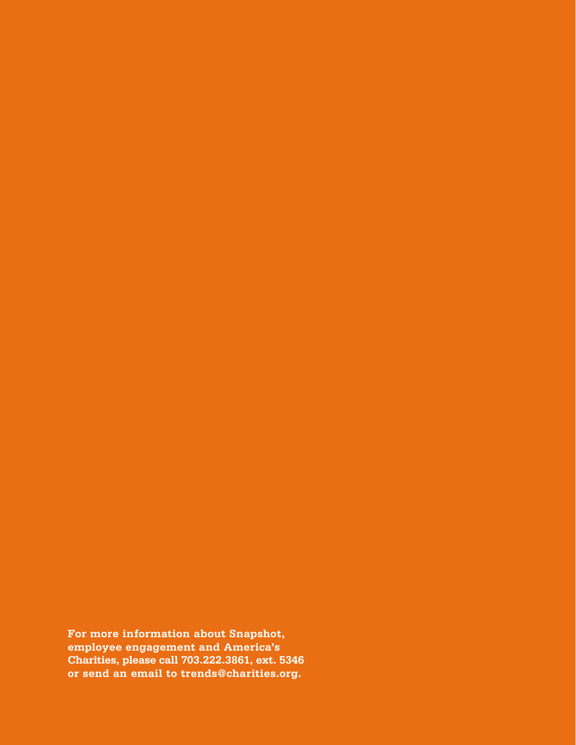**For more information about Snapshot, employee engagement and America's Charities, please call 703.222.3861, ext. 5346 or send an email to trends@charities.org.**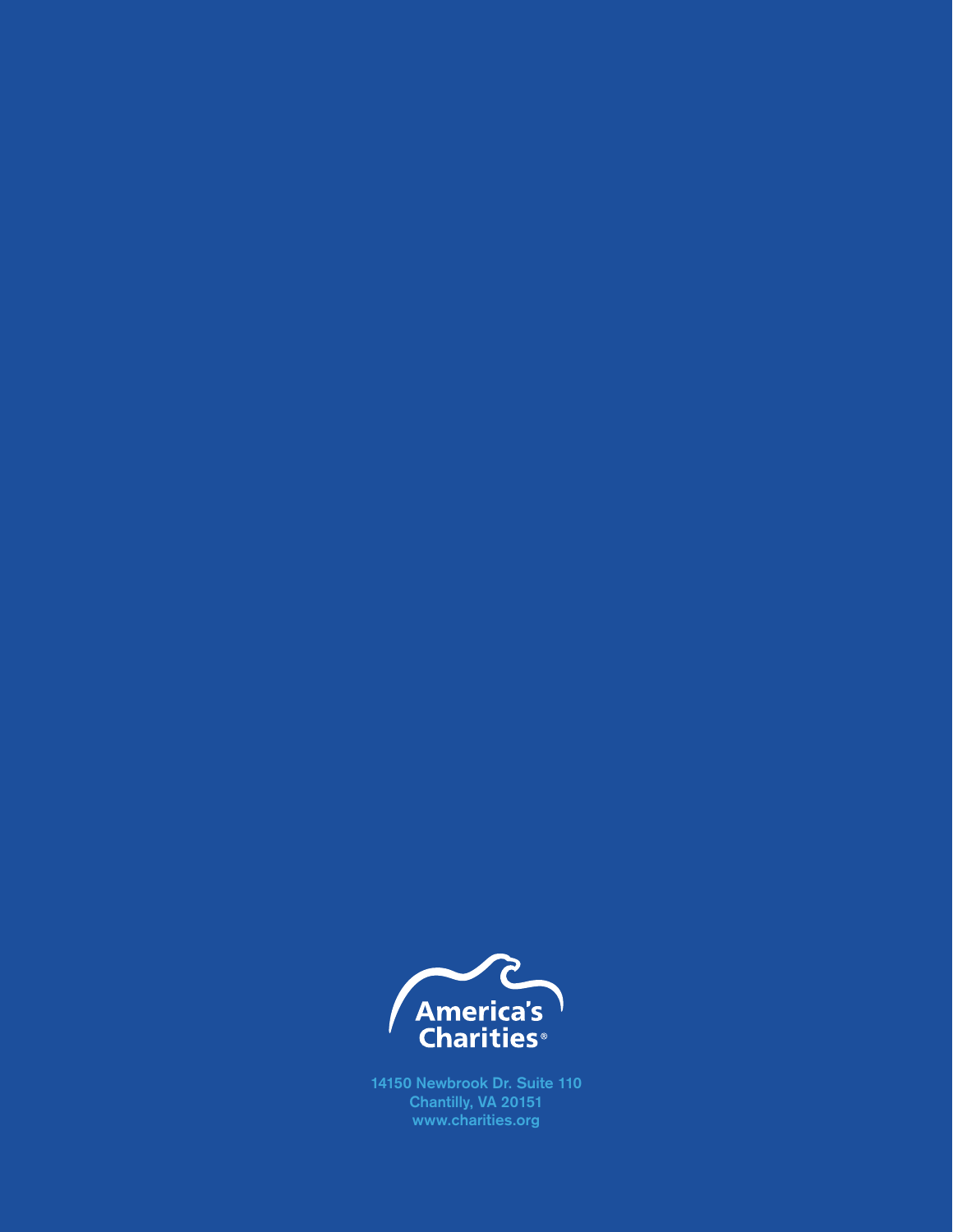America's Charities®

14150 Newbrook Dr. Suite 110
Chantilly, VA 20151
www.charities.org